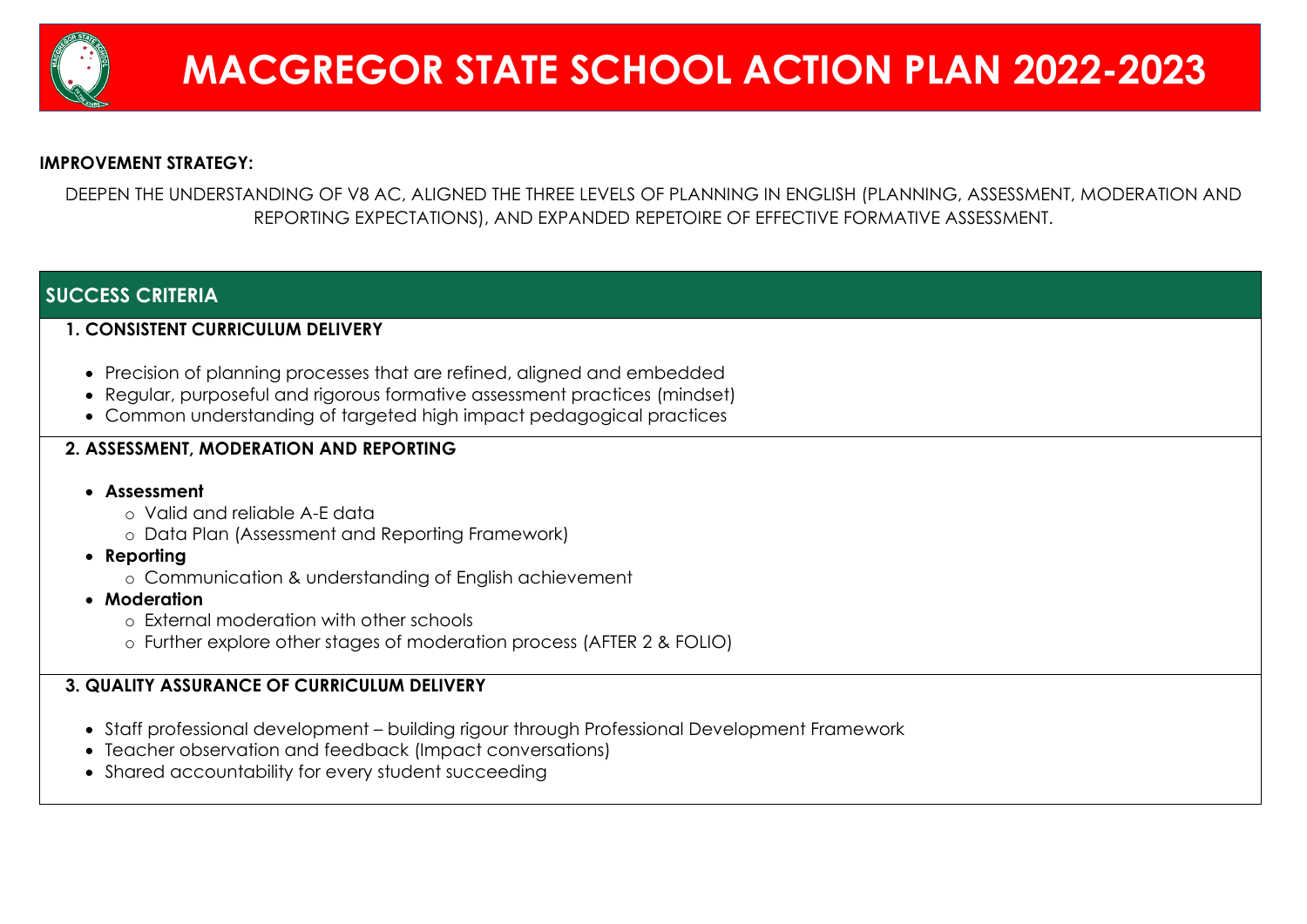# MACGREGOR STATE SCHOOL ACTION PLAN 2022-2023

**IMPROVEMENT STRATEGY:**

DEEPEN THE UNDERSTANDING OF V8 AC, ALIGNED THE THREE LEVELS OF PLANNING IN ENGLISH (PLANNING, ASSESSMENT, MODERATION AND REPORTING EXPECTATIONS), AND EXPANDED REPETOIRE OF EFFECTIVE FORMATIVE ASSESSMENT.

## SUCCESS CRITERIA

### 1. CONSISTENT CURRICULUM DELIVERY

- Precision of planning processes that are refined, aligned and embedded
- Regular, purposeful and rigorous formative assessment practices (mindset)
- Common understanding of targeted high impact pedagogical practices

### 2. ASSESSMENT, MODERATION AND REPORTING

- **Assessment**
  - Valid and reliable A-E data
  - Data Plan (Assessment and Reporting Framework)
- **Reporting**
  - Communication & understanding of English achievement
- **Moderation**
  - External moderation with other schools
  - Further explore other stages of moderation process (AFTER 2 & FOLIO)

### 3. QUALITY ASSURANCE OF CURRICULUM DELIVERY

- Staff professional development – building rigour through Professional Development Framework
- Teacher observation and feedback (Impact conversations)
- Shared accountability for every student succeeding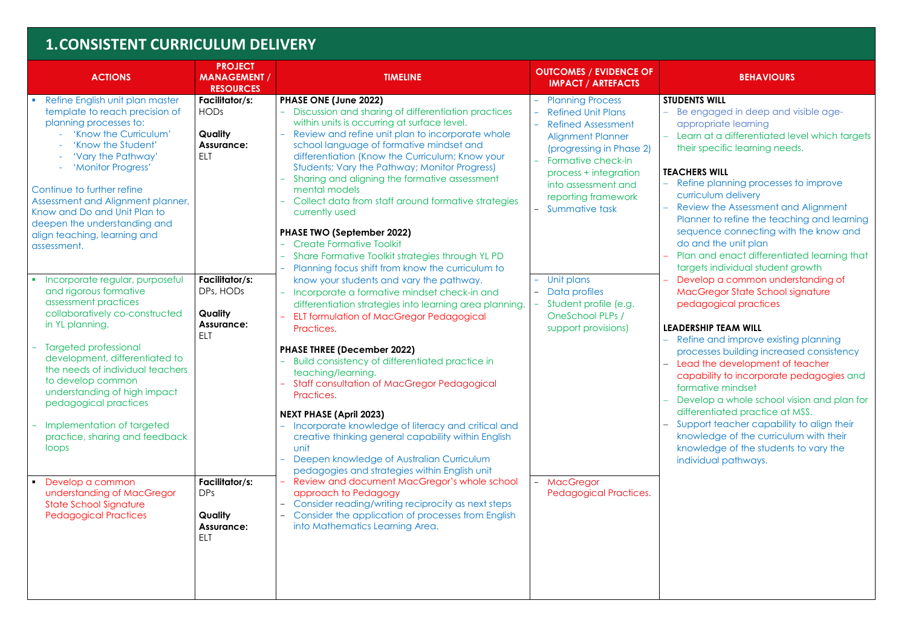## 1.CONSISTENT CURRICULUM DELIVERY

| ACTIONS | PROJECT MANAGEMENT / RESOURCES | TIMELINE | OUTCOMES / EVIDENCE OF IMPACT / ARTEFACTS | BEHAVIOURS |
|---|---|---|---|---|
| ▪ Refine English unit plan master template to reach precision of planning processes to:<br>- 'Know the Curriculum'<br>- 'Know the Student'<br>- 'Vary the Pathway'<br>- 'Monitor Progress'<br><br>Continue to further refine Assessment and Alignment planner, Know and Do and Unit Plan to deepen the understanding and align teaching, learning and assessment. | **Facilitator/s:** HODs<br><br>**Quality Assurance:** ELT | **PHASE ONE (June 2022)**<br>- Discussion and sharing of differentiation practices within units is occurring at surface level.<br>- Review and refine unit plan to incorporate whole school language of formative mindset and differentiation (Know the Curriculum; Know your Students; Vary the Pathway; Monitor Progress)<br>- Sharing and aligning the formative assessment mental models<br>- Collect data from staff around formative strategies currently used<br><br>**PHASE TWO (September 2022)**<br>- Create Formative Toolkit<br>- Share Formative Toolkit strategies through YL PD<br>- Planning focus shift from know the curriculum to know your students and vary the pathway.<br>- Incorporate a formative mindset check-in and differentiation strategies into learning area planning.<br>- ELT formulation of MacGregor Pedagogical Practices.<br><br>**PHASE THREE (December 2022)**<br>- Build consistency of differentiated practice in teaching/learning.<br>- Staff consultation of MacGregor Pedagogical Practices.<br><br>**NEXT PHASE (April 2023)**<br>- Incorporate knowledge of literacy and critical and creative thinking general capability within English unit<br>- Deepen knowledge of Australian Curriculum pedagogies and strategies within English unit<br>- Review and document MacGregor's whole school approach to Pedagogy<br>- Consider reading/writing reciprocity as next steps<br>- Consider the application of processes from English into Mathematics Learning Area. | - Planning Process<br>- Refined Unit Plans<br>- Refined Assessment Alignment Planner (progressing in Phase 2)<br>- Formative check-in process + integration into assessment and reporting framework<br>- Summative task | **STUDENTS WILL**<br>- Be engaged in deep and visible age-appropriate learning<br>- Learn at a differentiated level which targets their specific learning needs.<br><br>**TEACHERS WILL**<br>- Refine planning processes to improve curriculum delivery<br>- Review the Assessment and Alignment Planner to refine the teaching and learning sequence connecting with the know and do and the unit plan<br>- Plan and enact differentiated learning that targets individual student growth<br>- Develop a common understanding of MacGregor State School signature pedagogical practices<br><br>**LEADERSHIP TEAM WILL**<br>- Refine and improve existing planning processes building increased consistency<br>- Lead the development of teacher capability to incorporate pedagogies and formative mindset<br>- Develop a whole school vision and plan for differentiated practice at MSS.<br>- Support teacher capability to align their knowledge of the curriculum with their knowledge of the students to vary the individual pathways. |
| ▪ Incorporate regular, purposeful and rigorous formative assessment practices collaboratively co-constructed in YL planning.<br><br>- Targeted professional development, differentiated to the needs of individual teachers to develop common understanding of high impact pedagogical practices<br><br>- Implementation of targeted practice, sharing and feedback loops | **Facilitator/s:** DPs, HODs<br><br>**Quality Assurance:** ELT | | - Unit plans<br>- Data profiles<br>- Student profile (e.g. OneSchool PLPs / support provisions) | |
| ▪ Develop a common understanding of MacGregor State School Signature Pedagogical Practices | **Facilitator/s:** DPs<br><br>**Quality Assurance:** ELT | | - MacGregor Pedagogical Practices. | |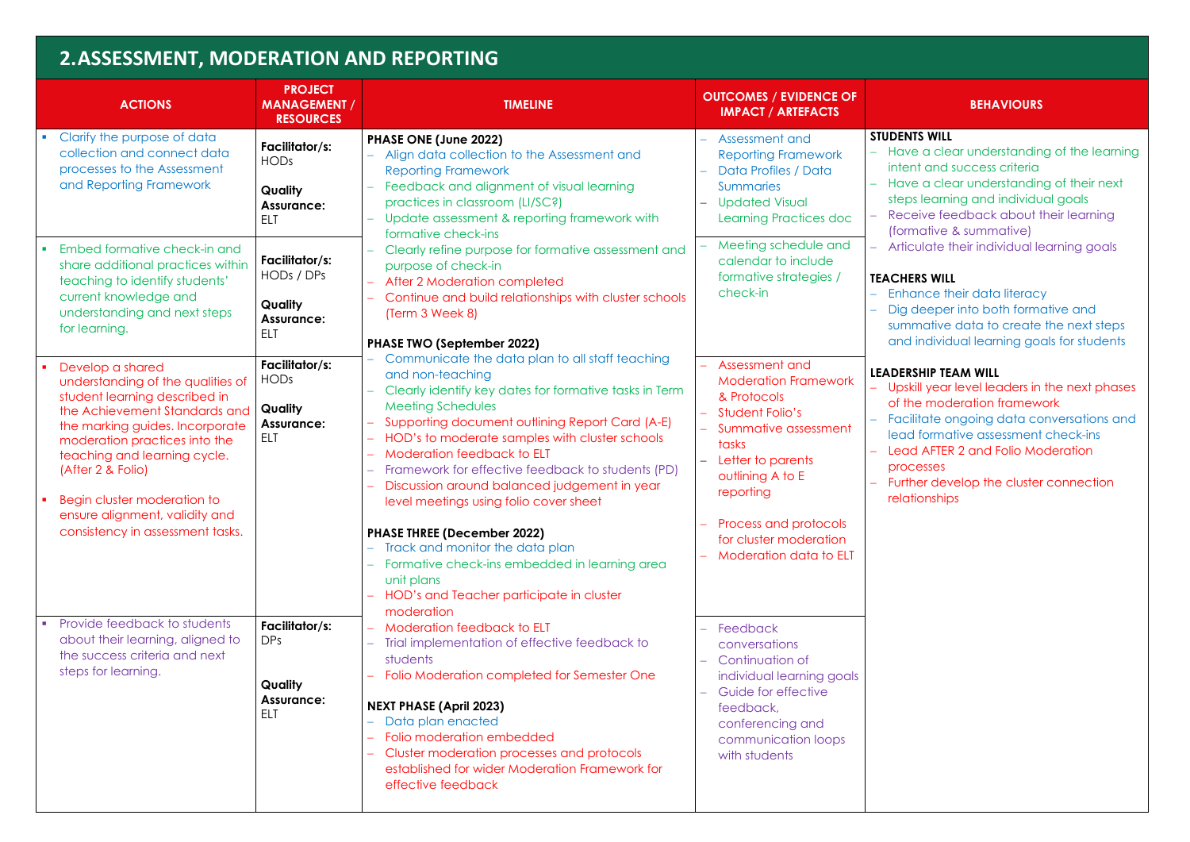## 2. ASSESSMENT, MODERATION AND REPORTING

| ACTIONS | PROJECT MANAGEMENT / RESOURCES | TIMELINE | OUTCOMES / EVIDENCE OF IMPACT / ARTEFACTS | BEHAVIOURS |
|---|---|---|---|---|
| ▪ Clarify the purpose of data collection and connect data processes to the Assessment and Reporting Framework | **Facilitator/s:** HODs<br><br>**Quality Assurance:** ELT | **PHASE ONE (June 2022)**<br>– Align data collection to the Assessment and Reporting Framework<br>– Feedback and alignment of visual learning practices in classroom (LI/SC?)<br>– Update assessment & reporting framework with formative check-ins<br>– Clearly refine purpose for formative assessment and purpose of check-in<br>– After 2 Moderation completed<br>– Continue and build relationships with cluster schools (Term 3 Week 8)<br><br>**PHASE TWO (September 2022)**<br>– Communicate the data plan to all staff teaching and non-teaching<br>– Clearly identify key dates for formative tasks in Term Meeting Schedules<br>– Supporting document outlining Report Card (A-E)<br>– HOD's to moderate samples with cluster schools<br>– Moderation feedback to ELT<br>– Framework for effective feedback to students (PD)<br>– Discussion around balanced judgement in year level meetings using folio cover sheet<br><br>**PHASE THREE (December 2022)**<br>– Track and monitor the data plan<br>– Formative check-ins embedded in learning area unit plans<br>– HOD's and Teacher participate in cluster moderation<br>– Moderation feedback to ELT<br>– Trial implementation of effective feedback to students<br>– Folio Moderation completed for Semester One<br><br>**NEXT PHASE (April 2023)**<br>– Data plan enacted<br>– Folio moderation embedded<br>– Cluster moderation processes and protocols established for wider Moderation Framework for effective feedback | – Assessment and Reporting Framework<br>– Data Profiles / Data Summaries<br>– Updated Visual Learning Practices doc | **STUDENTS WILL**<br>– Have a clear understanding of the learning intent and success criteria<br>– Have a clear understanding of their next steps learning and individual goals<br>– Receive feedback about their learning (formative & summative)<br>– Articulate their individual learning goals<br><br>**TEACHERS WILL**<br>– Enhance their data literacy<br>– Dig deeper into both formative and summative data to create the next steps and individual learning goals for students<br><br>**LEADERSHIP TEAM WILL**<br>– Upskill year level leaders in the next phases of the moderation framework<br>– Facilitate ongoing data conversations and lead formative assessment check-ins<br>– Lead AFTER 2 and Folio Moderation processes<br>– Further develop the cluster connection relationships |
| ▪ Embed formative check-in and share additional practices within teaching to identify students' current knowledge and understanding and next steps for learning. | **Facilitator/s:** HODs / DPs<br><br>**Quality Assurance:** ELT | | – Meeting schedule and calendar to include formative strategies / check-in | |
| ▪ Develop a shared understanding of the qualities of student learning described in the Achievement Standards and the marking guides. Incorporate moderation practices into the teaching and learning cycle. (After 2 & Folio)<br><br>▪ Begin cluster moderation to ensure alignment, validity and consistency in assessment tasks. | **Facilitator/s:** HODs<br><br>**Quality Assurance:** ELT | | – Assessment and Moderation Framework & Protocols<br>– Student Folio's<br>– Summative assessment tasks<br>– Letter to parents outlining A to E reporting<br><br>– Process and protocols for cluster moderation<br>– Moderation data to ELT | |
| ▪ Provide feedback to students about their learning, aligned to the success criteria and next steps for learning. | **Facilitator/s:** DPs<br><br>**Quality Assurance:** ELT | | – Feedback conversations<br>– Continuation of individual learning goals<br>– Guide for effective feedback, conferencing and communication loops with students | |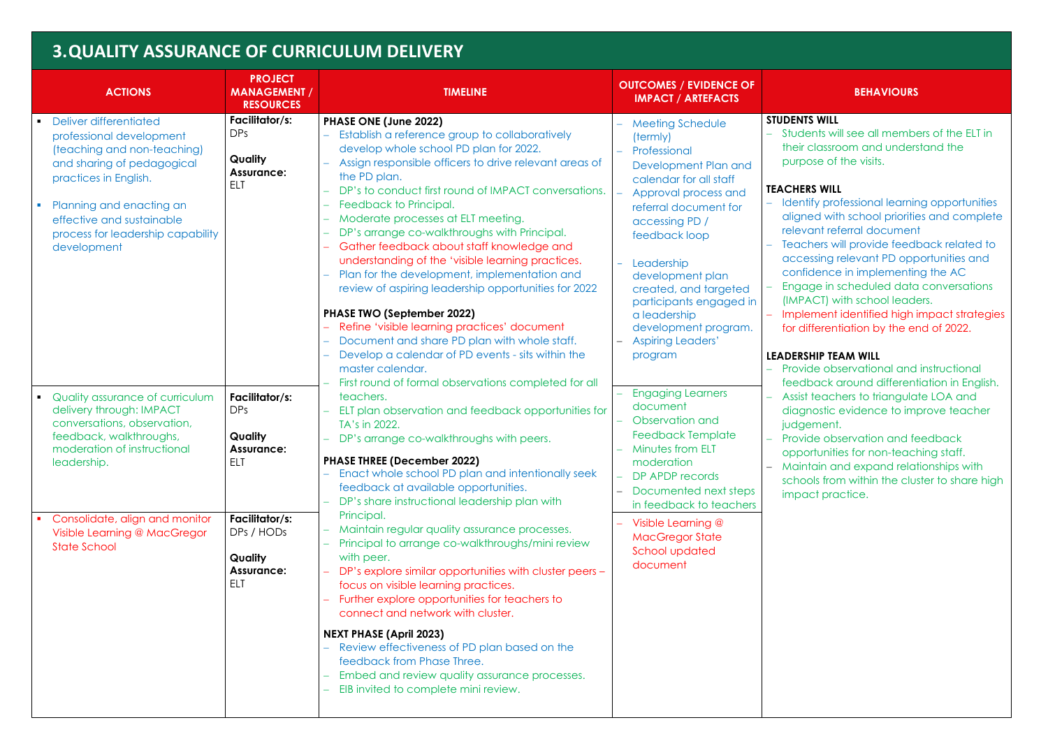## 3. QUALITY ASSURANCE OF CURRICULUM DELIVERY

| ACTIONS | PROJECT MANAGEMENT / RESOURCES | TIMELINE | OUTCOMES / EVIDENCE OF IMPACT / ARTEFACTS | BEHAVIOURS |
|---|---|---|---|---|
| ▪ Deliver differentiated professional development (teaching and non-teaching) and sharing of pedagogical practices in English.<br>▪ Planning and enacting an effective and sustainable process for leadership capability development | **Facilitator/s:** DPs<br>**Quality Assurance:** ELT | **PHASE ONE (June 2022)**<br>– Establish a reference group to collaboratively develop whole school PD plan for 2022.<br>– Assign responsible officers to drive relevant areas of the PD plan.<br>– DP's to conduct first round of IMPACT conversations.<br>– Feedback to Principal.<br>– Moderate processes at ELT meeting.<br>– DP's arrange co-walkthroughs with Principal.<br>– Gather feedback about staff knowledge and understanding of the 'visible learning practices.<br>– Plan for the development, implementation and review of aspiring leadership opportunities for 2022<br>**PHASE TWO (September 2022)**<br>– Refine 'visible learning practices' document<br>– Document and share PD plan with whole staff.<br>– Develop a calendar of PD events - sits within the master calendar.<br>– First round of formal observations completed for all teachers.<br>– ELT plan observation and feedback opportunities for TA's in 2022.<br>– DP's arrange co-walkthroughs with peers.<br>**PHASE THREE (December 2022)**<br>– Enact whole school PD plan and intentionally seek feedback at available opportunities.<br>– DP's share instructional leadership plan with Principal.<br>– Maintain regular quality assurance processes.<br>– Principal to arrange co-walkthroughs/mini review with peer.<br>– DP's explore similar opportunities with cluster peers – focus on visible learning practices.<br>– Further explore opportunities for teachers to connect and network with cluster.<br>**NEXT PHASE (April 2023)**<br>– Review effectiveness of PD plan based on the feedback from Phase Three.<br>– Embed and review quality assurance processes.<br>– EIB invited to complete mini review. | – Meeting Schedule (termly)<br>– Professional Development Plan and calendar for all staff<br>– Approval process and referral document for accessing PD / feedback loop<br>– Leadership development plan created, and targeted participants engaged in a leadership development program.<br>– Aspiring Leaders' program | **STUDENTS WILL**<br>– Students will see all members of the ELT in their classroom and understand the purpose of the visits.<br>**TEACHERS WILL**<br>– Identify professional learning opportunities aligned with school priorities and complete relevant referral document<br>– Teachers will provide feedback related to accessing relevant PD opportunities and confidence in implementing the AC<br>– Engage in scheduled data conversations (IMPACT) with school leaders.<br>– Implement identified high impact strategies for differentiation by the end of 2022.<br>**LEADERSHIP TEAM WILL**<br>– Provide observational and instructional feedback around differentiation in English.<br>– Assist teachers to triangulate LOA and diagnostic evidence to improve teacher judgement.<br>– Provide observation and feedback opportunities for non-teaching staff.<br>– Maintain and expand relationships with schools from within the cluster to share high impact practice. |
| ▪ Quality assurance of curriculum delivery through: IMPACT conversations, observation, feedback, walkthroughs, moderation of instructional leadership. | **Facilitator/s:** DPs<br>**Quality Assurance:** ELT | | – Engaging Learners document<br>– Observation and Feedback Template<br>– Minutes from ELT moderation<br>– DP APDP records<br>– Documented next steps in feedback to teachers | |
| ▪ Consolidate, align and monitor Visible Learning @ MacGregor State School | **Facilitator/s:** DPs / HODs<br>**Quality Assurance:** ELT | | – Visible Learning @ MacGregor State School updated document | |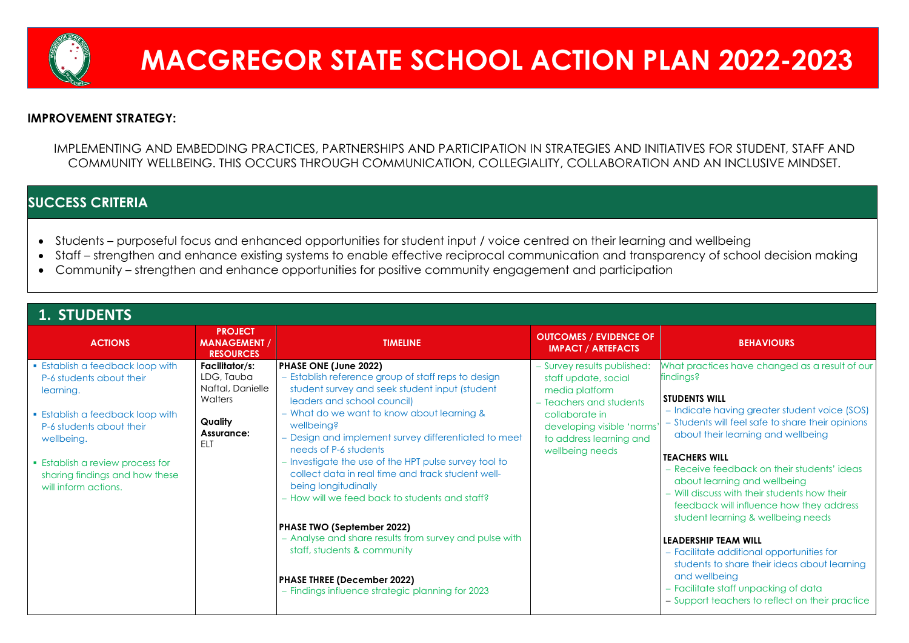# MACGREGOR STATE SCHOOL ACTION PLAN 2022-2023

**IMPROVEMENT STRATEGY:**

IMPLEMENTING AND EMBEDDING PRACTICES, PARTNERSHIPS AND PARTICIPATION IN STRATEGIES AND INITIATIVES FOR STUDENT, STAFF AND COMMUNITY WELLBEING. THIS OCCURS THROUGH COMMUNICATION, COLLEGIALITY, COLLABORATION AND AN INCLUSIVE MINDSET.

## SUCCESS CRITERIA

- Students – purposeful focus and enhanced opportunities for student input / voice centred on their learning and wellbeing
- Staff – strengthen and enhance existing systems to enable effective reciprocal communication and transparency of school decision making
- Community – strengthen and enhance opportunities for positive community engagement and participation

## 1. STUDENTS

| ACTIONS | PROJECT MANAGEMENT / RESOURCES | TIMELINE | OUTCOMES / EVIDENCE OF IMPACT / ARTEFACTS | BEHAVIOURS |
|---|---|---|---|---|
| ▪ Establish a feedback loop with P-6 students about their learning.<br><br>▪ Establish a feedback loop with P-6 students about their wellbeing.<br><br>▪ Establish a review process for sharing findings and how these will inform actions. | **Facilitator/s:** LDG, Tauba Naftal, Danielle Walters<br><br>**Quality Assurance:** ELT | **PHASE ONE (June 2022)**<br>– Establish reference group of staff reps to design student survey and seek student input (student leaders and school council)<br>– What do we want to know about learning & wellbeing?<br>– Design and implement survey differentiated to meet needs of P-6 students<br>– Investigate the use of the HPT pulse survey tool to collect data in real time and track student well-being longitudinally<br>– How will we feed back to students and staff?<br><br>**PHASE TWO (September 2022)**<br>– Analyse and share results from survey and pulse with staff, students & community<br><br>**PHASE THREE (December 2022)**<br>– Findings influence strategic planning for 2023 | – Survey results published: staff update, social media platform<br>– Teachers and students collaborate in developing visible 'norms' to address learning and wellbeing needs | What practices have changed as a result of our findings?<br><br>**STUDENTS WILL**<br>– Indicate having greater student voice (SOS)<br>– Students will feel safe to share their opinions about their learning and wellbeing<br><br>**TEACHERS WILL**<br>– Receive feedback on their students' ideas about learning and wellbeing<br>– Will discuss with their students how their feedback will influence how they address student learning & wellbeing needs<br><br>**LEADERSHIP TEAM WILL**<br>– Facilitate additional opportunities for students to share their ideas about learning and wellbeing<br>– Facilitate staff unpacking of data<br>– Support teachers to reflect on their practice |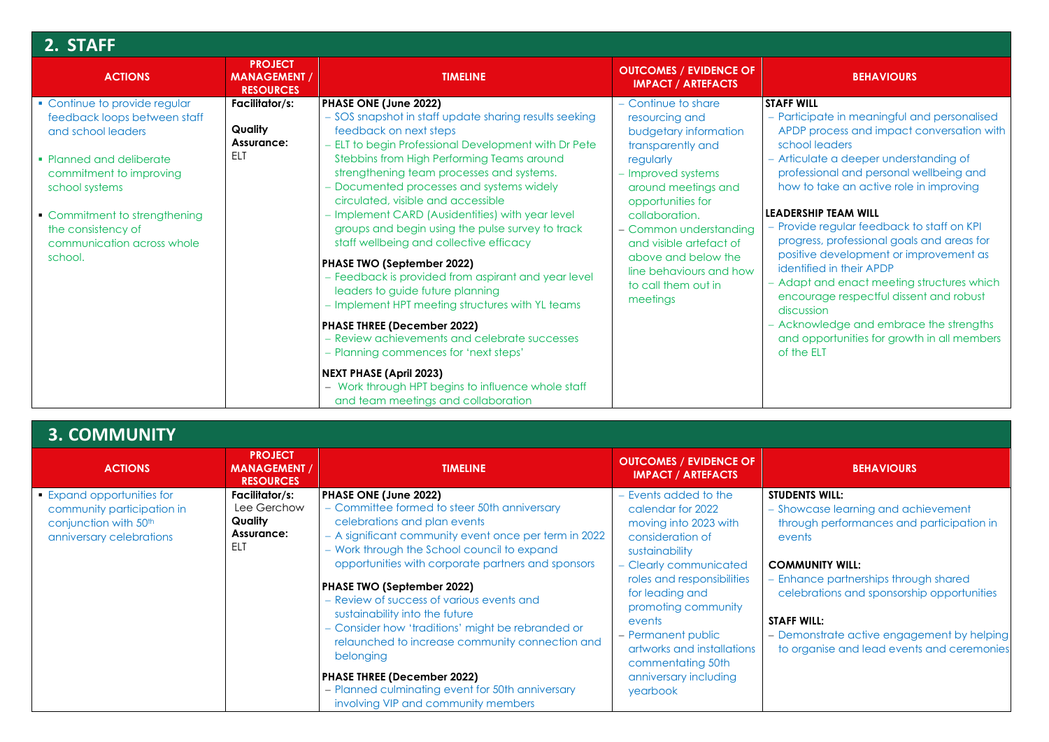## 2. STAFF

| ACTIONS | PROJECT MANAGEMENT / RESOURCES | TIMELINE | OUTCOMES / EVIDENCE OF IMPACT / ARTEFACTS | BEHAVIOURS |
|---|---|---|---|---|
| ▪ Continue to provide regular feedback loops between staff and school leaders<br><br>▪ Planned and deliberate commitment to improving school systems<br><br>▪ Commitment to strengthening the consistency of communication across whole school. | **Facilitator/s:**<br><br>**Quality Assurance:**<br>ELT | **PHASE ONE (June 2022)**<br>– SOS snapshot in staff update sharing results seeking feedback on next steps<br>– ELT to begin Professional Development with Dr Pete Stebbins from High Performing Teams around strengthening team processes and systems.<br>– Documented processes and systems widely circulated, visible and accessible<br>– Implement CARD (Ausidentities) with year level groups and begin using the pulse survey to track staff wellbeing and collective efficacy<br><br>**PHASE TWO (September 2022)**<br>– Feedback is provided from aspirant and year level leaders to guide future planning<br>– Implement HPT meeting structures with YL teams<br><br>**PHASE THREE (December 2022)**<br>– Review achievements and celebrate successes<br>– Planning commences for 'next steps'<br><br>**NEXT PHASE (April 2023)**<br>– Work through HPT begins to influence whole staff and team meetings and collaboration | – Continue to share resourcing and budgetary information transparently and regularly<br>– Improved systems around meetings and opportunities for collaboration.<br>– Common understanding and visible artefact of above and below the line behaviours and how to call them out in meetings | **STAFF WILL**<br>– Participate in meaningful and personalised APDP process and impact conversation with school leaders<br>– Articulate a deeper understanding of professional and personal wellbeing and how to take an active role in improving<br><br>**LEADERSHIP TEAM WILL**<br>– Provide regular feedback to staff on KPI progress, professional goals and areas for positive development or improvement as identified in their APDP<br>– Adapt and enact meeting structures which encourage respectful dissent and robust discussion<br>– Acknowledge and embrace the strengths and opportunities for growth in all members of the ELT |

## 3. COMMUNITY

| ACTIONS | PROJECT MANAGEMENT / RESOURCES | TIMELINE | OUTCOMES / EVIDENCE OF IMPACT / ARTEFACTS | BEHAVIOURS |
|---|---|---|---|---|
| ▪ Expand opportunities for community participation in conjunction with 50th anniversary celebrations | **Facilitator/s:**<br>Lee Gerchow<br>**Quality Assurance:**<br>ELT | **PHASE ONE (June 2022)**<br>– Committee formed to steer 50th anniversary celebrations and plan events<br>– A significant community event once per term in 2022<br>– Work through the School council to expand opportunities with corporate partners and sponsors<br><br>**PHASE TWO (September 2022)**<br>– Review of success of various events and sustainability into the future<br>– Consider how 'traditions' might be rebranded or relaunched to increase community connection and belonging<br><br>**PHASE THREE (December 2022)**<br>– Planned culminating event for 50th anniversary involving VIP and community members | – Events added to the calendar for 2022 moving into 2023 with consideration of sustainability<br>– Clearly communicated roles and responsibilities for leading and promoting community events<br>– Permanent public artworks and installations commentating 50th anniversary including yearbook | **STUDENTS WILL:**<br>– Showcase learning and achievement through performances and participation in events<br><br>**COMMUNITY WILL:**<br>– Enhance partnerships through shared celebrations and sponsorship opportunities<br><br>**STAFF WILL:**<br>– Demonstrate active engagement by helping to organise and lead events and ceremonies |